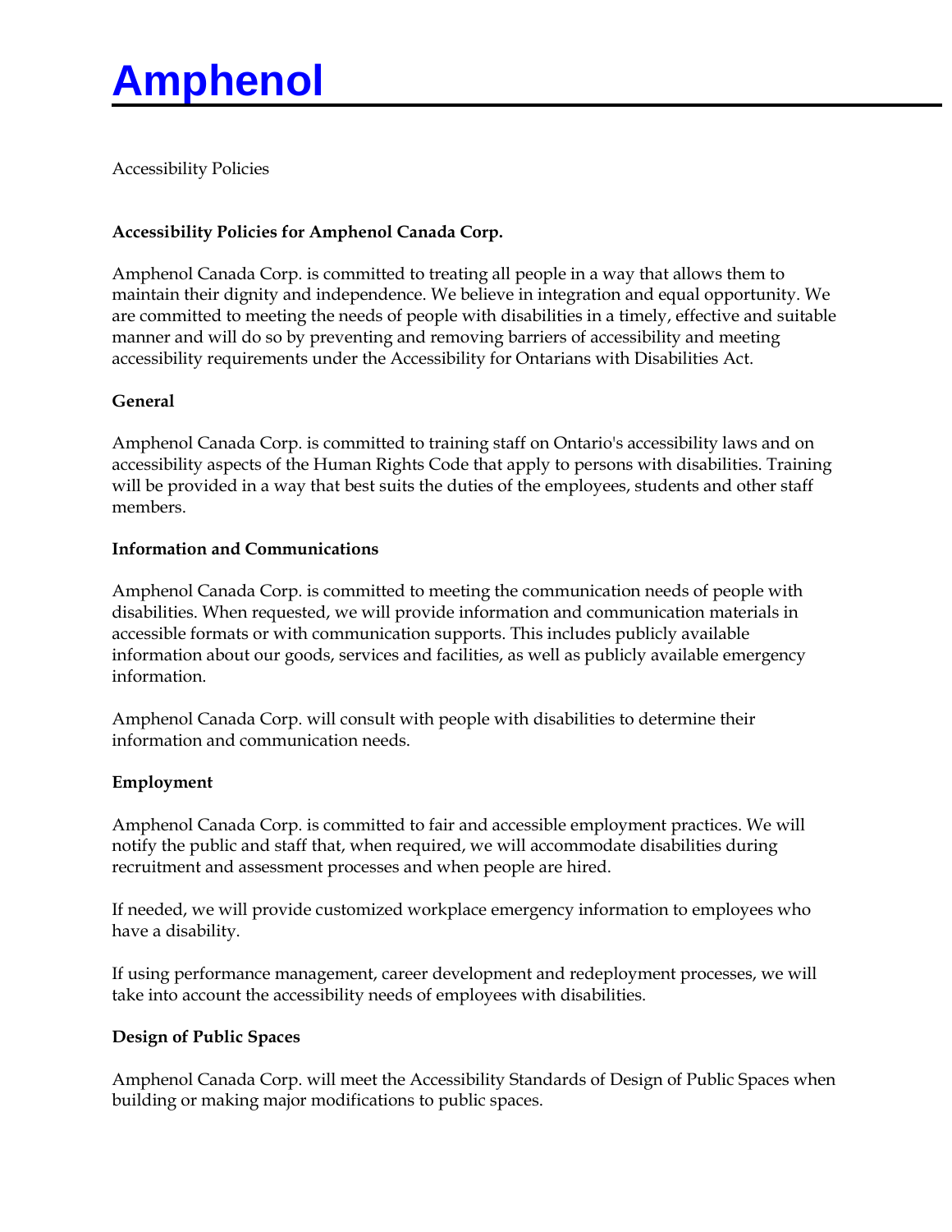# Amphenol

Accessibility Policies

**Accessibility Policies for Amphenol Canada Corp.**

Amphenol Canada Corp. is committed to treating all people in a way that allows them to maintain their dignity and independence. We believe in integration and equal opportunity. We are committed to meeting the needs of people with disabilities in a timely, effective and suitable manner and will do so by preventing and removing barriers of accessibility and meeting accessibility requirements under the Accessibility for Ontarians with Disabilities Act.

**General**

Amphenol Canada Corp. is committed to training staff on Ontario's accessibility laws and on accessibility aspects of the Human Rights Code that apply to persons with disabilities. Training will be provided in a way that best suits the duties of the employees, students and other staff members.

**Information and Communications**

Amphenol Canada Corp. is committed to meeting the communication needs of people with disabilities. When requested, we will provide information and communication materials in accessible formats or with communication supports. This includes publicly available information about our goods, services and facilities, as well as publicly available emergency information.

Amphenol Canada Corp. will consult with people with disabilities to determine their information and communication needs.

**Employment**

Amphenol Canada Corp. is committed to fair and accessible employment practices. We will notify the public and staff that, when required, we will accommodate disabilities during recruitment and assessment processes and when people are hired.

If needed, we will provide customized workplace emergency information to employees who have a disability.

If using performance management, career development and redeployment processes, we will take into account the accessibility needs of employees with disabilities.

**Design of Public Spaces**

Amphenol Canada Corp. will meet the Accessibility Standards of Design of Public Spaces when building or making major modifications to public spaces.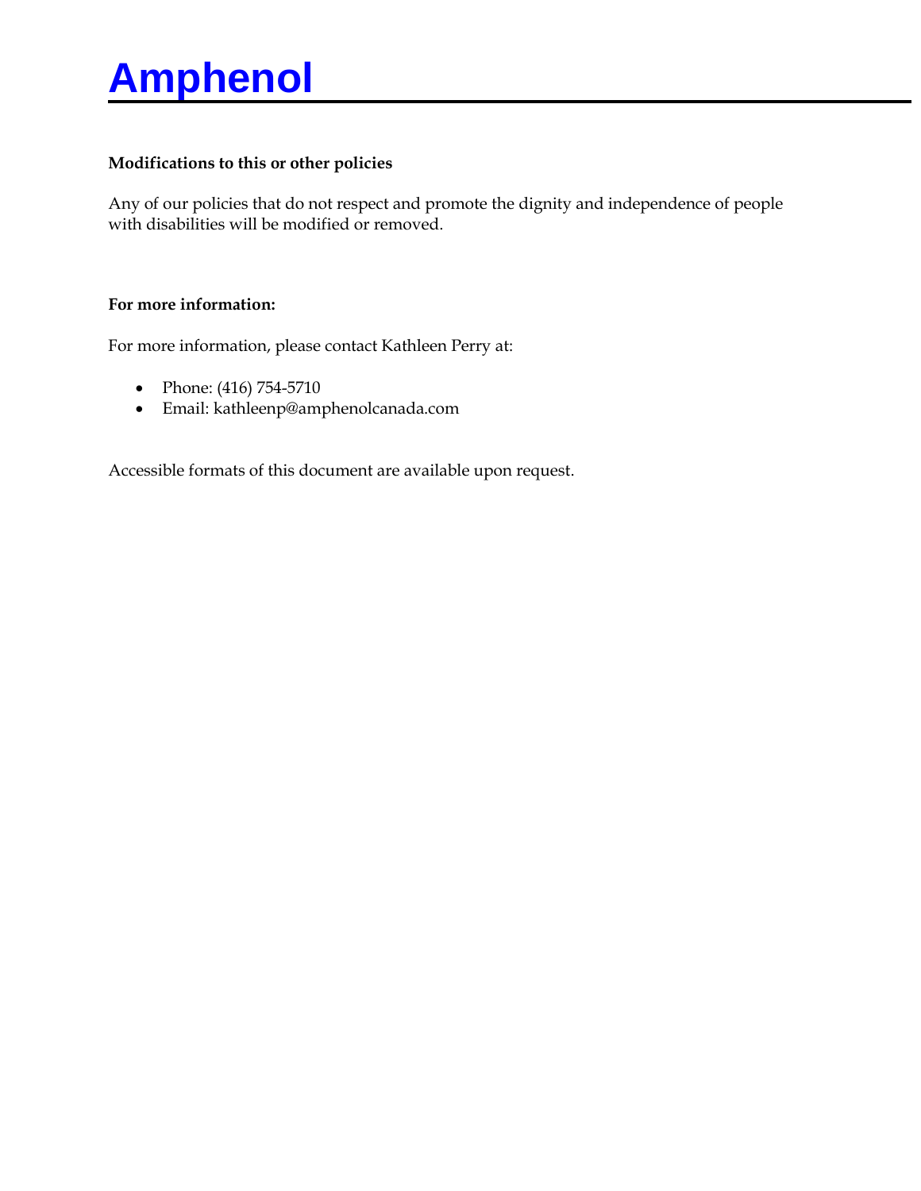# Amphenol

**Modifications to this or other policies**

Any of our policies that do not respect and promote the dignity and independence of people with disabilities will be modified or removed.

**For more information:**

For more information, please contact Kathleen Perry at:

- Phone: (416) 754-5710
- Email: kathleenp@amphenolcanada.com

Accessible formats of this document are available upon request.